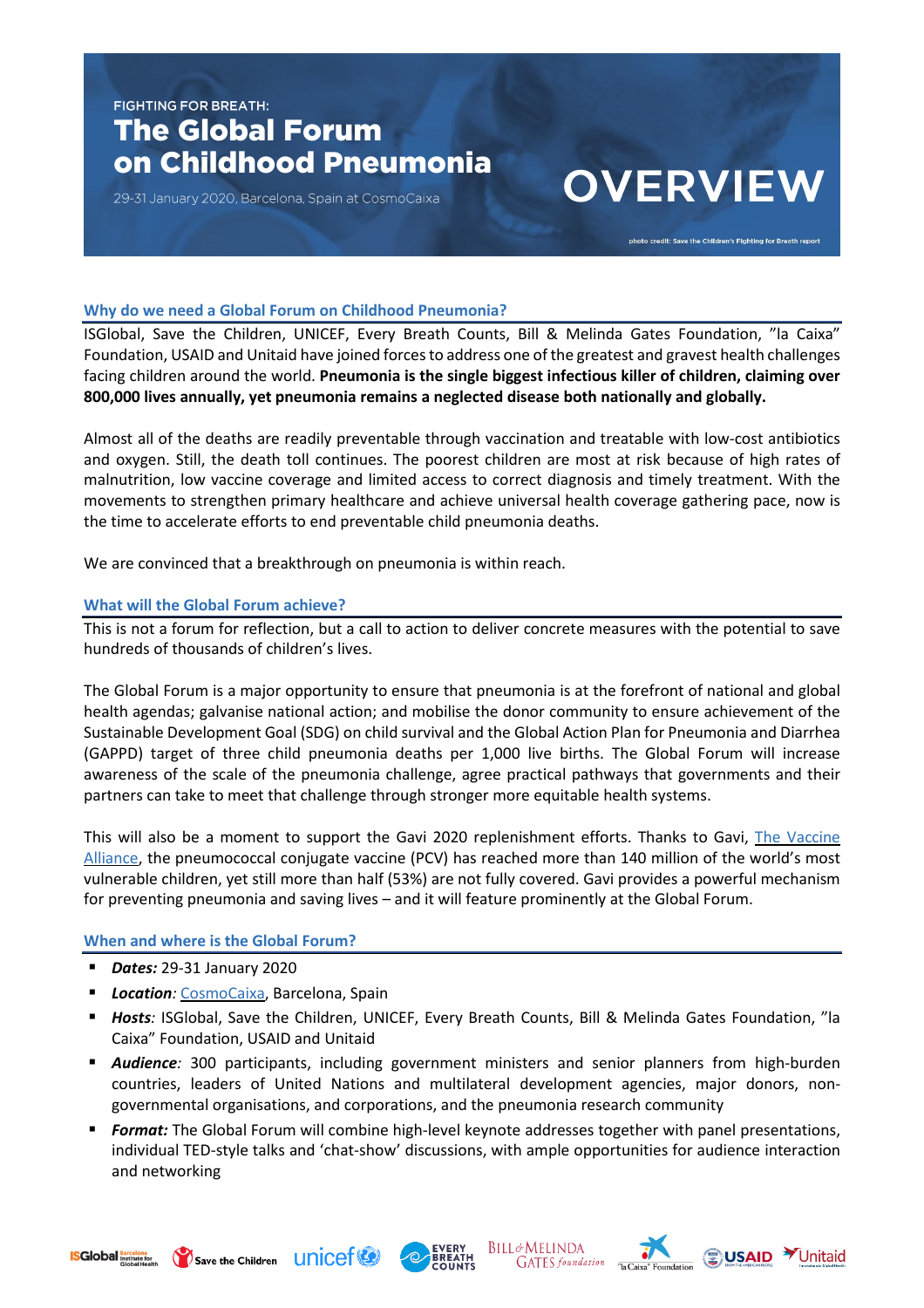FIGHTING FOR BREATH:

# The Global Forum on Childhood Pneumonia

29-31 January 2020, Barcelona, Spain at CosmoCaixa

# OVERVIEW

photo credit: Save the Children's Fighting for Breath report

## Why do we need a Global Forum on Childhood Pneumonia?

ISGlobal, Save the Children, UNICEF, Every Breath Counts, Bill & Melinda Gates Foundation, "la Caixa" Foundation, USAID and Unitaid have joined forces to address one of the greatest and gravest health challenges facing children around the world. **Pneumonia is the single biggest infectious killer of children, claiming over 800,000 lives annually, yet pneumonia remains a neglected disease both nationally and globally.**

Almost all of the deaths are readily preventable through vaccination and treatable with low-cost antibiotics and oxygen. Still, the death toll continues. The poorest children are most at risk because of high rates of malnutrition, low vaccine coverage and limited access to correct diagnosis and timely treatment. With the movements to strengthen primary healthcare and achieve universal health coverage gathering pace, now is the time to accelerate efforts to end preventable child pneumonia deaths.

We are convinced that a breakthrough on pneumonia is within reach.

## What will the Global Forum achieve?

This is not a forum for reflection, but a call to action to deliver concrete measures with the potential to save hundreds of thousands of children's lives.

The Global Forum is a major opportunity to ensure that pneumonia is at the forefront of national and global health agendas; galvanise national action; and mobilise the donor community to ensure achievement of the Sustainable Development Goal (SDG) on child survival and the Global Action Plan for Pneumonia and Diarrhea (GAPPD) target of three child pneumonia deaths per 1,000 live births. The Global Forum will increase awareness of the scale of the pneumonia challenge, agree practical pathways that governments and their partners can take to meet that challenge through stronger more equitable health systems.

This will also be a moment to support the Gavi 2020 replenishment efforts. Thanks to Gavi, The Vaccine Alliance, the pneumococcal conjugate vaccine (PCV) has reached more than 140 million of the world's most vulnerable children, yet still more than half (53%) are not fully covered. Gavi provides a powerful mechanism for preventing pneumonia and saving lives – and it will feature prominently at the Global Forum.

## When and where is the Global Forum?

- ***Dates:*** 29-31 January 2020
- ***Location:*** CosmoCaixa, Barcelona, Spain
- ***Hosts:*** ISGlobal, Save the Children, UNICEF, Every Breath Counts, Bill & Melinda Gates Foundation, "la Caixa" Foundation, USAID and Unitaid
- ***Audience:*** 300 participants, including government ministers and senior planners from high-burden countries, leaders of United Nations and multilateral development agencies, major donors, non-governmental organisations, and corporations, and the pneumonia research community
- ***Format:*** The Global Forum will combine high-level keynote addresses together with panel presentations, individual TED-style talks and 'chat-show' discussions, with ample opportunities for audience interaction and networking

ISGlobal | Save the Children | unicef | Every Breath Counts | Bill & Melinda Gates foundation | "la Caixa" Foundation | USAID | Unitaid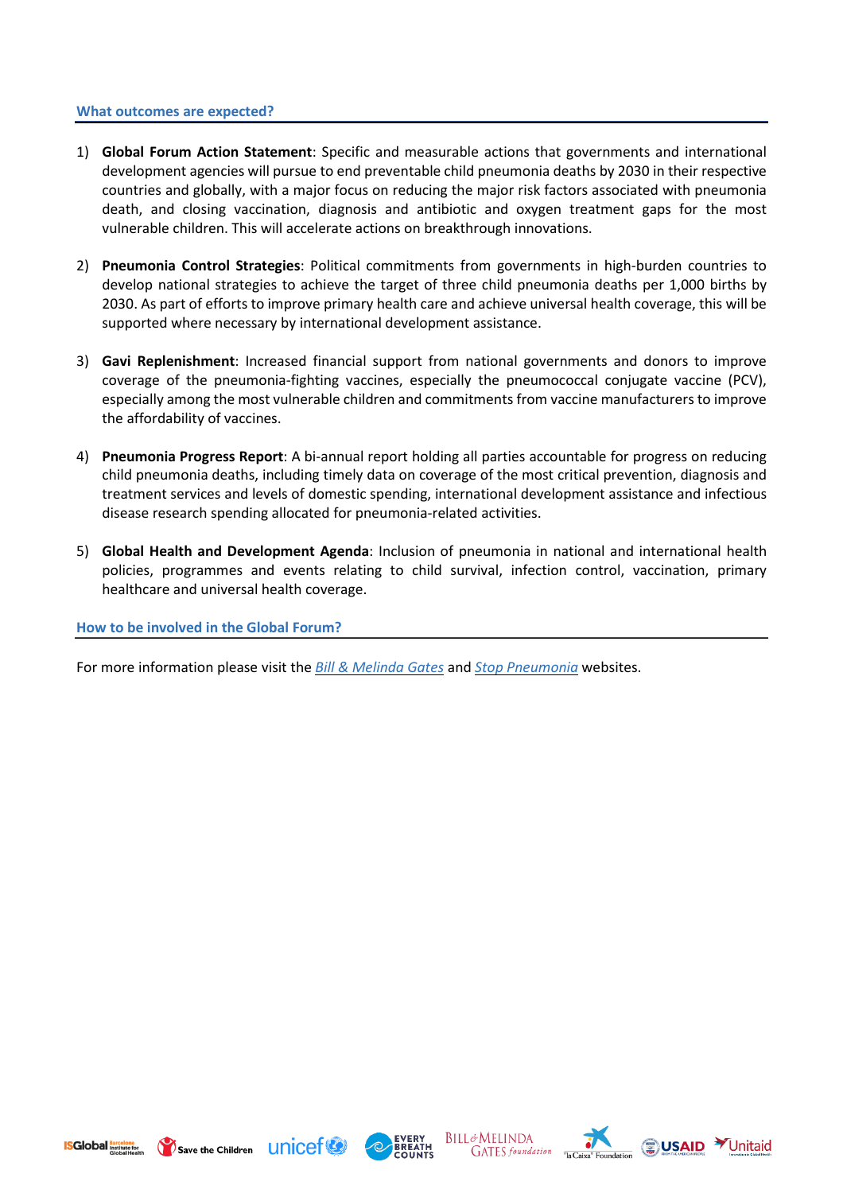## What outcomes are expected?

1) **Global Forum Action Statement**: Specific and measurable actions that governments and international development agencies will pursue to end preventable child pneumonia deaths by 2030 in their respective countries and globally, with a major focus on reducing the major risk factors associated with pneumonia death, and closing vaccination, diagnosis and antibiotic and oxygen treatment gaps for the most vulnerable children. This will accelerate actions on breakthrough innovations.

2) **Pneumonia Control Strategies**: Political commitments from governments in high-burden countries to develop national strategies to achieve the target of three child pneumonia deaths per 1,000 births by 2030. As part of efforts to improve primary health care and achieve universal health coverage, this will be supported where necessary by international development assistance.

3) **Gavi Replenishment**: Increased financial support from national governments and donors to improve coverage of the pneumonia-fighting vaccines, especially the pneumococcal conjugate vaccine (PCV), especially among the most vulnerable children and commitments from vaccine manufacturers to improve the affordability of vaccines.

4) **Pneumonia Progress Report**: A bi-annual report holding all parties accountable for progress on reducing child pneumonia deaths, including timely data on coverage of the most critical prevention, diagnosis and treatment services and levels of domestic spending, international development assistance and infectious disease research spending allocated for pneumonia-related activities.

5) **Global Health and Development Agenda**: Inclusion of pneumonia in national and international health policies, programmes and events relating to child survival, infection control, vaccination, primary healthcare and universal health coverage.

## How to be involved in the Global Forum?

For more information please visit the *Bill & Melinda Gates* and *Stop Pneumonia* websites.